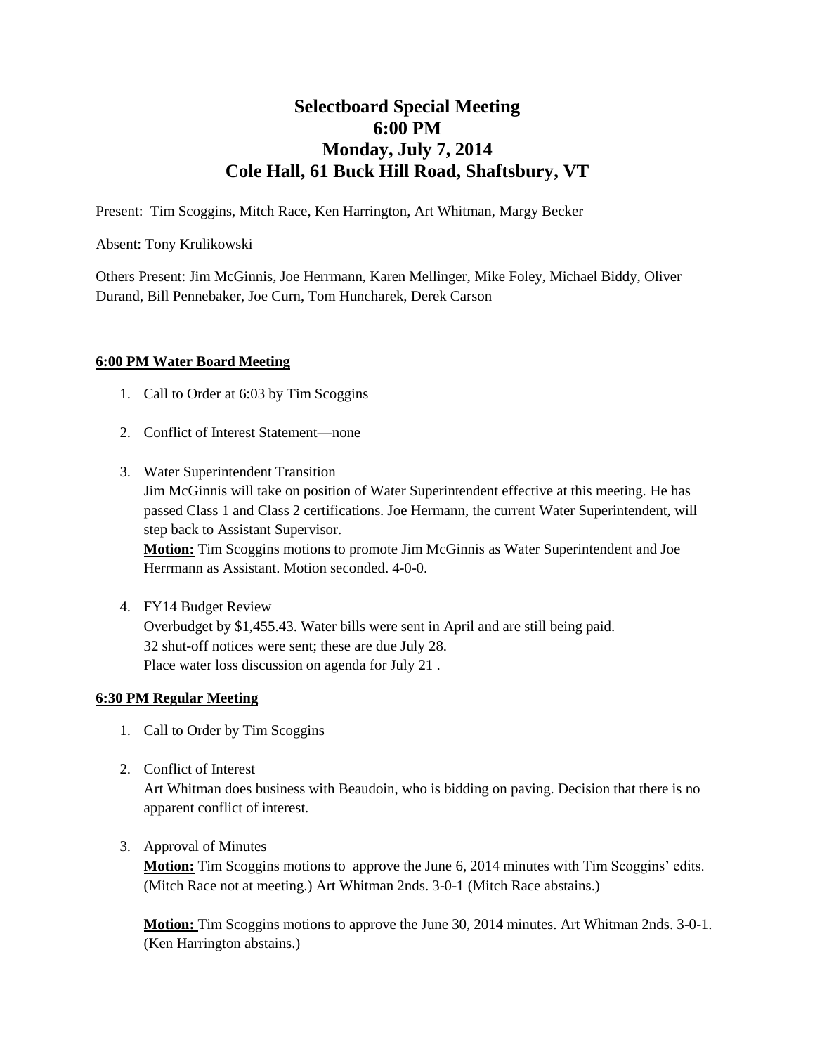# Selectboard Special Meeting
# 6:00 PM
# Monday, July 7, 2014
# Cole Hall, 61 Buck Hill Road, Shaftsbury, VT

Present: Tim Scoggins, Mitch Race, Ken Harrington, Art Whitman, Margy Becker

Absent: Tony Krulikowski

Others Present: Jim McGinnis, Joe Herrmann, Karen Mellinger, Mike Foley, Michael Biddy, Oliver Durand, Bill Pennebaker, Joe Curn, Tom Huncharek, Derek Carson

**6:00 PM Water Board Meeting**

1. Call to Order at 6:03 by Tim Scoggins

2. Conflict of Interest Statement—none

3. Water Superintendent Transition
   Jim McGinnis will take on position of Water Superintendent effective at this meeting. He has passed Class 1 and Class 2 certifications. Joe Hermann, the current Water Superintendent, will step back to Assistant Supervisor.
   **Motion:** Tim Scoggins motions to promote Jim McGinnis as Water Superintendent and Joe Herrmann as Assistant. Motion seconded. 4-0-0.

4. FY14 Budget Review
   Overbudget by $1,455.43. Water bills were sent in April and are still being paid.
   32 shut-off notices were sent; these are due July 28.
   Place water loss discussion on agenda for July 21 .

**6:30 PM Regular Meeting**

1. Call to Order by Tim Scoggins

2. Conflict of Interest
   Art Whitman does business with Beaudoin, who is bidding on paving. Decision that there is no apparent conflict of interest.

3. Approval of Minutes
   **Motion:** Tim Scoggins motions to approve the June 6, 2014 minutes with Tim Scoggins' edits. (Mitch Race not at meeting.) Art Whitman 2nds. 3-0-1 (Mitch Race abstains.)

   **Motion:** Tim Scoggins motions to approve the June 30, 2014 minutes. Art Whitman 2nds. 3-0-1. (Ken Harrington abstains.)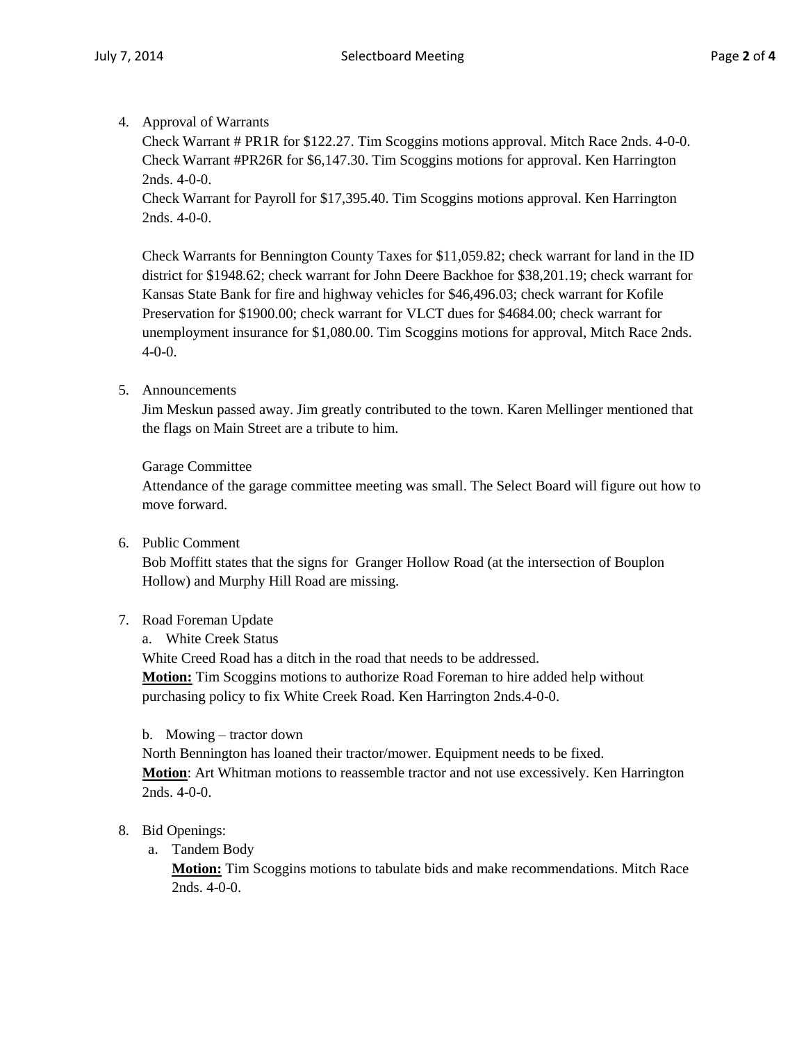4. Approval of Warrants

   Check Warrant # PR1R for $122.27. Tim Scoggins motions approval. Mitch Race 2nds. 4-0-0.
   Check Warrant #PR26R for $6,147.30. Tim Scoggins motions for approval. Ken Harrington 2nds. 4-0-0.
   Check Warrant for Payroll for $17,395.40. Tim Scoggins motions approval. Ken Harrington 2nds. 4-0-0.

   Check Warrants for Bennington County Taxes for $11,059.82; check warrant for land in the ID district for $1948.62; check warrant for John Deere Backhoe for $38,201.19; check warrant for Kansas State Bank for fire and highway vehicles for $46,496.03; check warrant for Kofile Preservation for $1900.00; check warrant for VLCT dues for $4684.00; check warrant for unemployment insurance for $1,080.00. Tim Scoggins motions for approval, Mitch Race 2nds. 4-0-0.

5. Announcements

   Jim Meskun passed away. Jim greatly contributed to the town. Karen Mellinger mentioned that the flags on Main Street are a tribute to him.

   Garage Committee

   Attendance of the garage committee meeting was small. The Select Board will figure out how to move forward.

6. Public Comment

   Bob Moffitt states that the signs for Granger Hollow Road (at the intersection of Bouplon Hollow) and Murphy Hill Road are missing.

7. Road Foreman Update

   a. White Creek Status

   White Creed Road has a ditch in the road that needs to be addressed.
   **Motion:** Tim Scoggins motions to authorize Road Foreman to hire added help without purchasing policy to fix White Creek Road. Ken Harrington 2nds.4-0-0.

   b. Mowing – tractor down

   North Bennington has loaned their tractor/mower. Equipment needs to be fixed.
   **Motion**: Art Whitman motions to reassemble tractor and not use excessively. Ken Harrington 2nds. 4-0-0.

8. Bid Openings:

   a. Tandem Body

      **Motion:** Tim Scoggins motions to tabulate bids and make recommendations. Mitch Race 2nds. 4-0-0.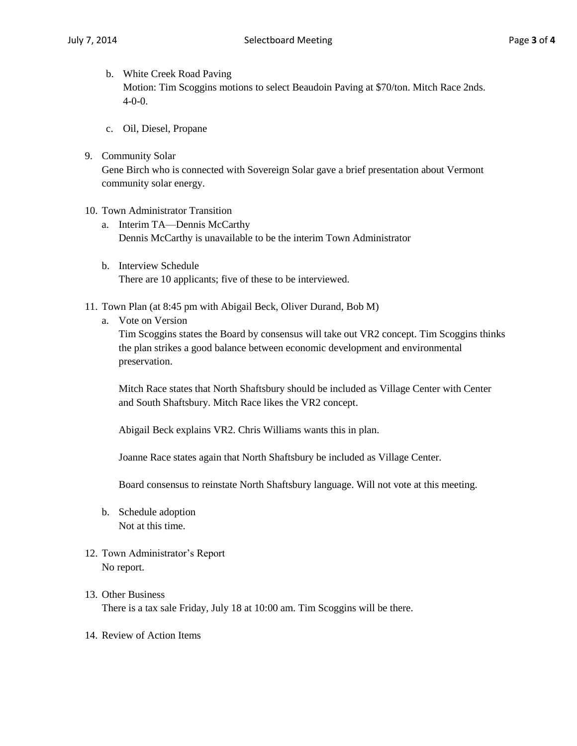b. White Creek Road Paving
   Motion: Tim Scoggins motions to select Beaudoin Paving at $70/ton. Mitch Race 2nds. 4-0-0.

c. Oil, Diesel, Propane

9. Community Solar
   Gene Birch who is connected with Sovereign Solar gave a brief presentation about Vermont community solar energy.

10. Town Administrator Transition
    a. Interim TA—Dennis McCarthy
       Dennis McCarthy is unavailable to be the interim Town Administrator

    b. Interview Schedule
       There are 10 applicants; five of these to be interviewed.

11. Town Plan (at 8:45 pm with Abigail Beck, Oliver Durand, Bob M)
    a. Vote on Version
       Tim Scoggins states the Board by consensus will take out VR2 concept. Tim Scoggins thinks the plan strikes a good balance between economic development and environmental preservation.

       Mitch Race states that North Shaftsbury should be included as Village Center with Center and South Shaftsbury. Mitch Race likes the VR2 concept.

       Abigail Beck explains VR2. Chris Williams wants this in plan.

       Joanne Race states again that North Shaftsbury be included as Village Center.

       Board consensus to reinstate North Shaftsbury language. Will not vote at this meeting.

    b. Schedule adoption
       Not at this time.

12. Town Administrator's Report
    No report.

13. Other Business
    There is a tax sale Friday, July 18 at 10:00 am. Tim Scoggins will be there.

14. Review of Action Items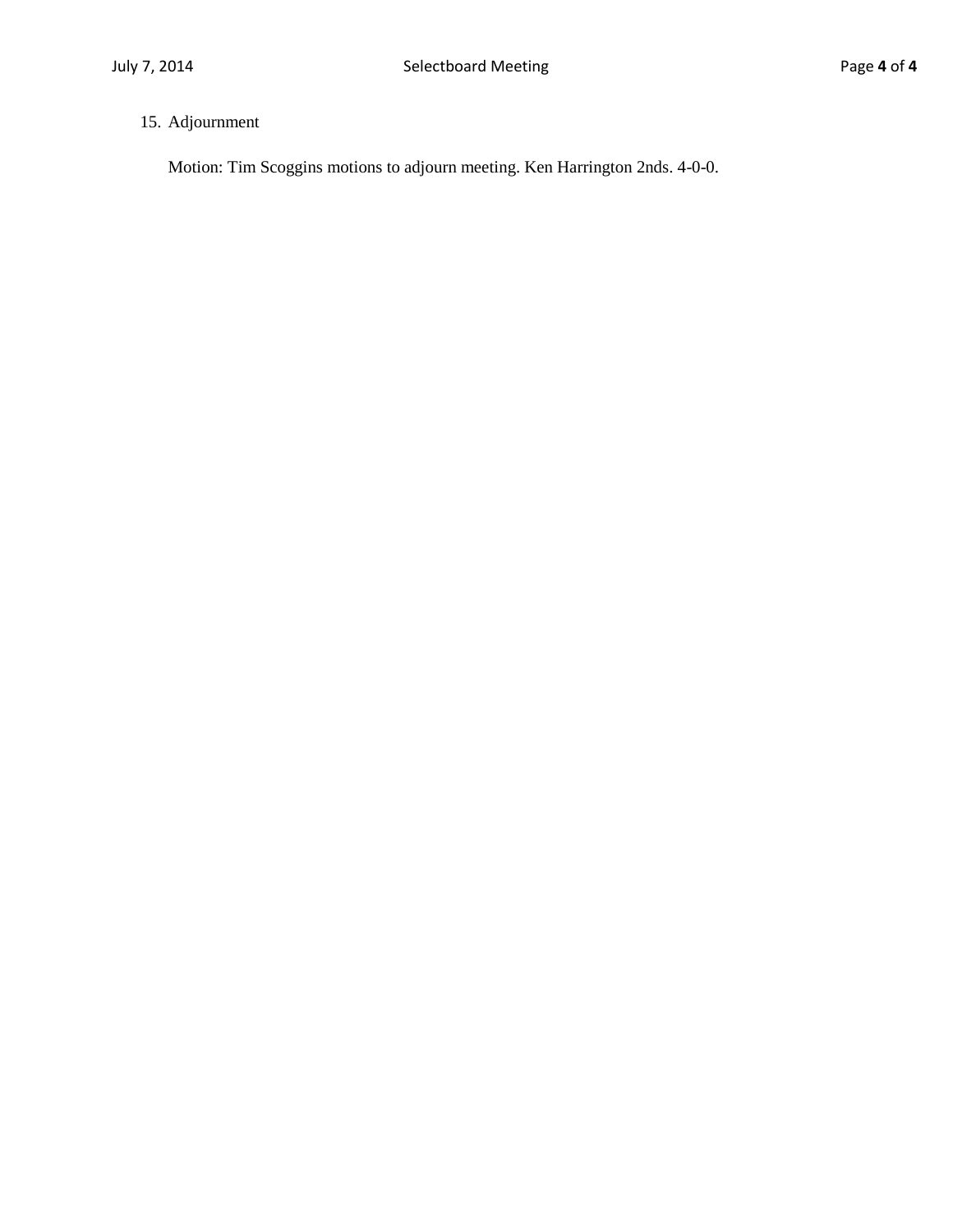15. Adjournment

    Motion: Tim Scoggins motions to adjourn meeting. Ken Harrington 2nds. 4-0-0.